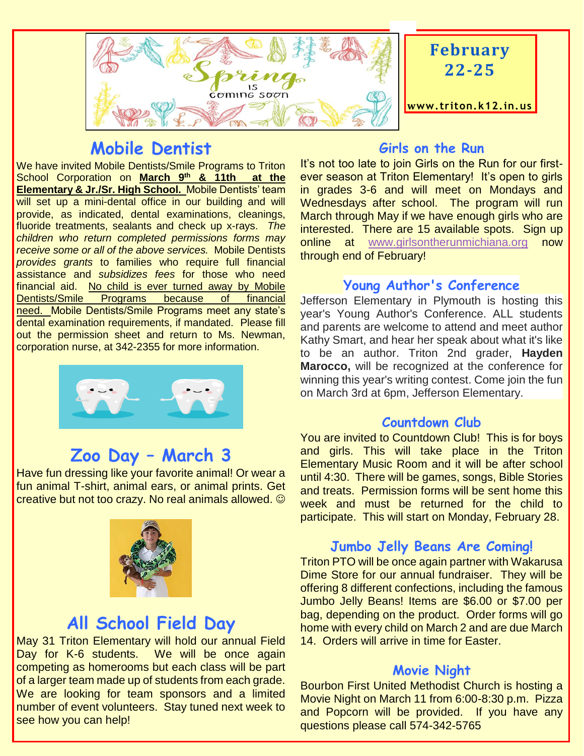Spring is coming soon

**February 22-25**

**www.triton.k12.in.us**

## Mobile Dentist

We have invited Mobile Dentists/Smile Programs to Triton School Corporation on **March 9th & 11th at the Elementary & Jr./Sr. High School.** Mobile Dentists' team will set up a mini-dental office in our building and will provide, as indicated, dental examinations, cleanings, fluoride treatments, sealants and check up x-rays. *The children who return completed permissions forms may receive some or all of the above services.* Mobile Dentists *provides grants* to families who require full financial assistance and *subsidizes fees* for those who need financial aid. No child is ever turned away by Mobile Dentists/Smile Programs because of financial need. Mobile Dentists/Smile Programs meet any state's dental examination requirements, if mandated. Please fill out the permission sheet and return to Ms. Newman, corporation nurse, at 342-2355 for more information.

## Zoo Day – March 3

Have fun dressing like your favorite animal! Or wear a fun animal T-shirt, animal ears, or animal prints. Get creative but not too crazy. No real animals allowed. ☺

## All School Field Day

May 31 Triton Elementary will hold our annual Field Day for K-6 students. We will be once again competing as homerooms but each class will be part of a larger team made up of students from each grade. We are looking for team sponsors and a limited number of event volunteers. Stay tuned next week to see how you can help!

## Girls on the Run

It's not too late to join Girls on the Run for our first-ever season at Triton Elementary! It's open to girls in grades 3-6 and will meet on Mondays and Wednesdays after school. The program will run March through May if we have enough girls who are interested. There are 15 available spots. Sign up online at www.girlsontherunmichiana.org now through end of February!

## Young Author's Conference

Jefferson Elementary in Plymouth is hosting this year's Young Author's Conference. ALL students and parents are welcome to attend and meet author Kathy Smart, and hear her speak about what it's like to be an author. Triton 2nd grader, **Hayden Marocco,** will be recognized at the conference for winning this year's writing contest. Come join the fun on March 3rd at 6pm, Jefferson Elementary.

## Countdown Club

You are invited to Countdown Club! This is for boys and girls. This will take place in the Triton Elementary Music Room and it will be after school until 4:30. There will be games, songs, Bible Stories and treats. Permission forms will be sent home this week and must be returned for the child to participate. This will start on Monday, February 28.

## Jumbo Jelly Beans Are Coming!

Triton PTO will be once again partner with Wakarusa Dime Store for our annual fundraiser. They will be offering 8 different confections, including the famous Jumbo Jelly Beans! Items are $6.00 or $7.00 per bag, depending on the product. Order forms will go home with every child on March 2 and are due March 14. Orders will arrive in time for Easter.

## Movie Night

Bourbon First United Methodist Church is hosting a Movie Night on March 11 from 6:00-8:30 p.m. Pizza and Popcorn will be provided. If you have any questions please call 574-342-5765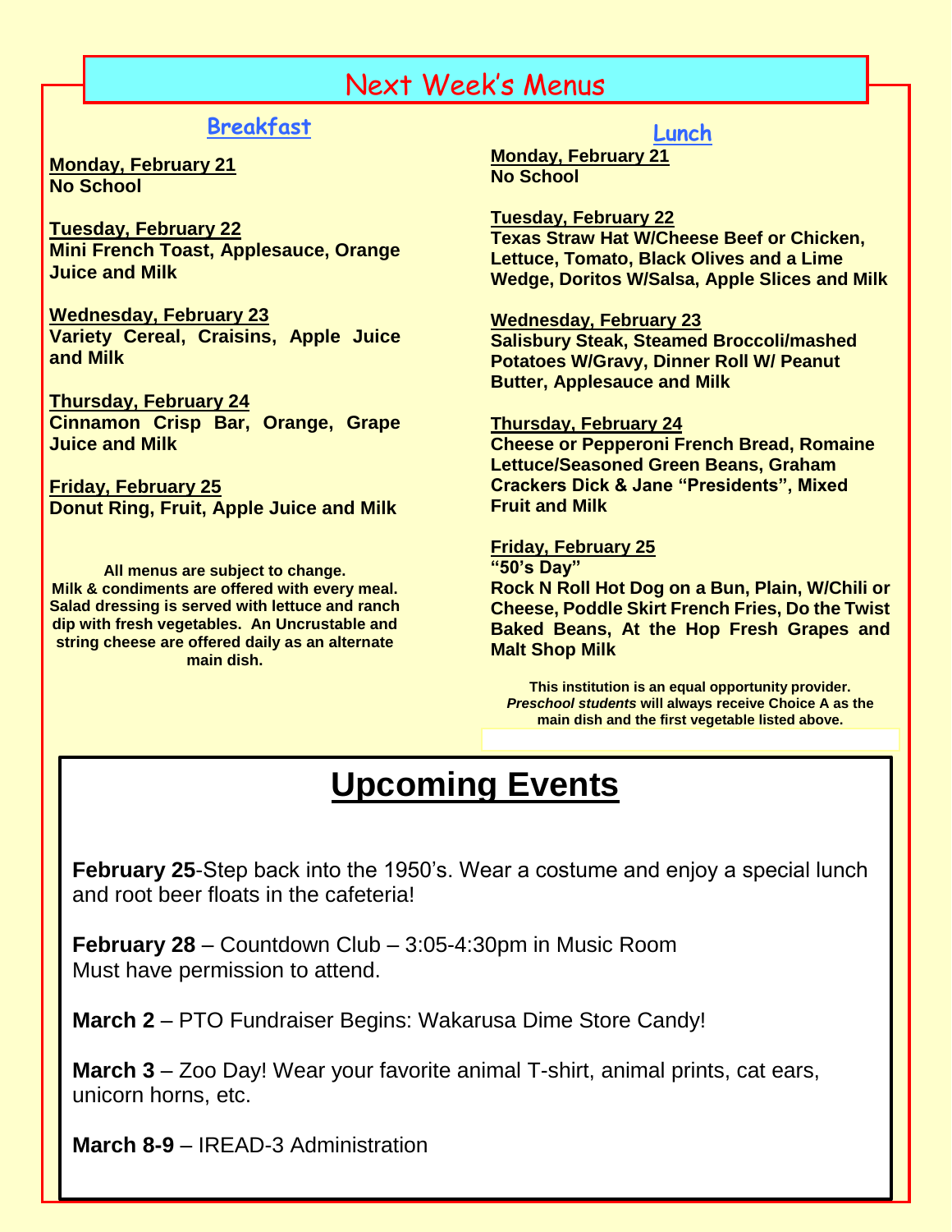# Next Week's Menus

## Breakfast

**Monday, February 21**
**No School**

**Tuesday, February 22**
**Mini French Toast, Applesauce, Orange Juice and Milk**

**Wednesday, February 23**
**Variety Cereal, Craisins, Apple Juice and Milk**

**Thursday, February 24**
**Cinnamon Crisp Bar, Orange, Grape Juice and Milk**

**Friday, February 25**
**Donut Ring, Fruit, Apple Juice and Milk**

**All menus are subject to change. Milk & condiments are offered with every meal. Salad dressing is served with lettuce and ranch dip with fresh vegetables. An Uncrustable and string cheese are offered daily as an alternate main dish.**

## Lunch

**Monday, February 21**
**No School**

**Tuesday, February 22**
**Texas Straw Hat W/Cheese Beef or Chicken, Lettuce, Tomato, Black Olives and a Lime Wedge, Doritos W/Salsa, Apple Slices and Milk**

**Wednesday, February 23**
**Salisbury Steak, Steamed Broccoli/mashed Potatoes W/Gravy, Dinner Roll W/ Peanut Butter, Applesauce and Milk**

**Thursday, February 24**
**Cheese or Pepperoni French Bread, Romaine Lettuce/Seasoned Green Beans, Graham Crackers Dick & Jane "Presidents", Mixed Fruit and Milk**

**Friday, February 25**
**"50's Day"**
**Rock N Roll Hot Dog on a Bun, Plain, W/Chili or Cheese, Poddle Skirt French Fries, Do the Twist Baked Beans, At the Hop Fresh Grapes and Malt Shop Milk**

**This institution is an equal opportunity provider. *Preschool students* will always receive Choice A as the main dish and the first vegetable listed above.**

# Upcoming Events

**February 25**-Step back into the 1950's. Wear a costume and enjoy a special lunch and root beer floats in the cafeteria!

**February 28** – Countdown Club – 3:05-4:30pm in Music Room
Must have permission to attend.

**March 2** – PTO Fundraiser Begins: Wakarusa Dime Store Candy!

**March 3** – Zoo Day! Wear your favorite animal T-shirt, animal prints, cat ears, unicorn horns, etc.

**March 8-9** – IREAD-3 Administration